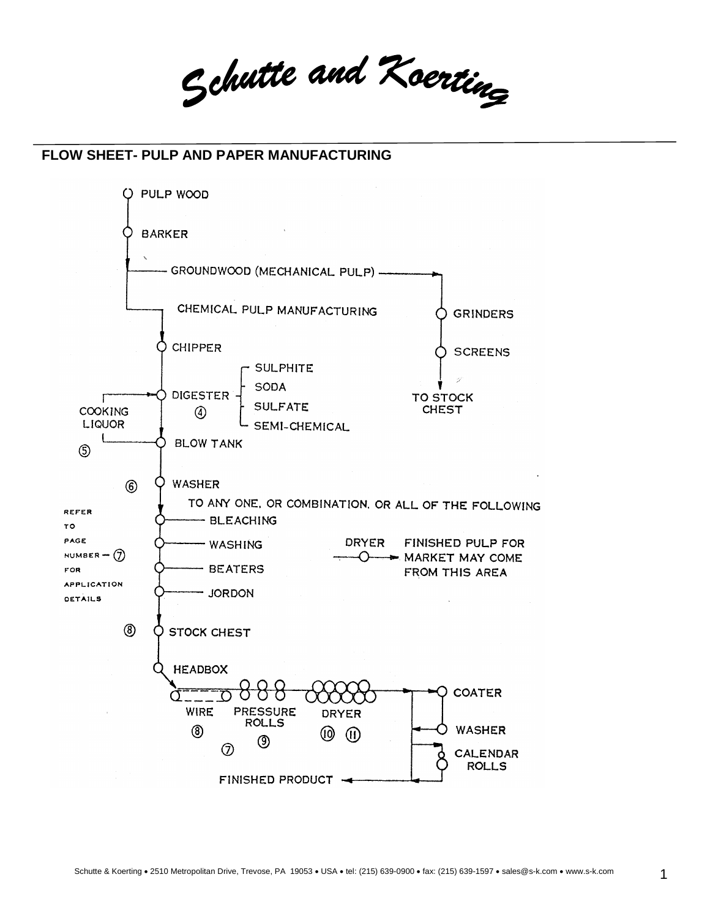# Schutte and Koerting

## FLOW SHEET- PULP AND PAPER MANUFACTURING

PULP WOOD

BARKER

GROUNDWOOD (MECHANICAL PULP)

GRINDERS

SCREENS

TO STOCK CHEST

CHEMICAL PULP MANUFACTURING

CHIPPER

DIGESTER (4)
- SULPHITE
- SODA
- SULFATE
- SEMI-CHEMICAL

COOKING LIQUOR (5)

BLOW TANK

(6) WASHER

TO ANY ONE, OR COMBINATION, OR ALL OF THE FOLLOWING

- BLEACHING
- WASHING
- BEATERS
- JORDON

REFER TO PAGE NUMBER — (7) FOR APPLICATION DETAILS

DRYER — FINISHED PULP FOR MARKET MAY COME FROM THIS AREA

(8) STOCK CHEST

HEADBOX

WIRE (8)

(7)

PRESSURE ROLLS (9)

DRYER (10) (11)

COATER

WASHER

CALENDAR ROLLS

FINISHED PRODUCT

Schutte & Koerting • 2510 Metropolitan Drive, Trevose, PA 19053 • USA • tel: (215) 639-0900 • fax: (215) 639-1597 • sales@s-k.com • www.s-k.com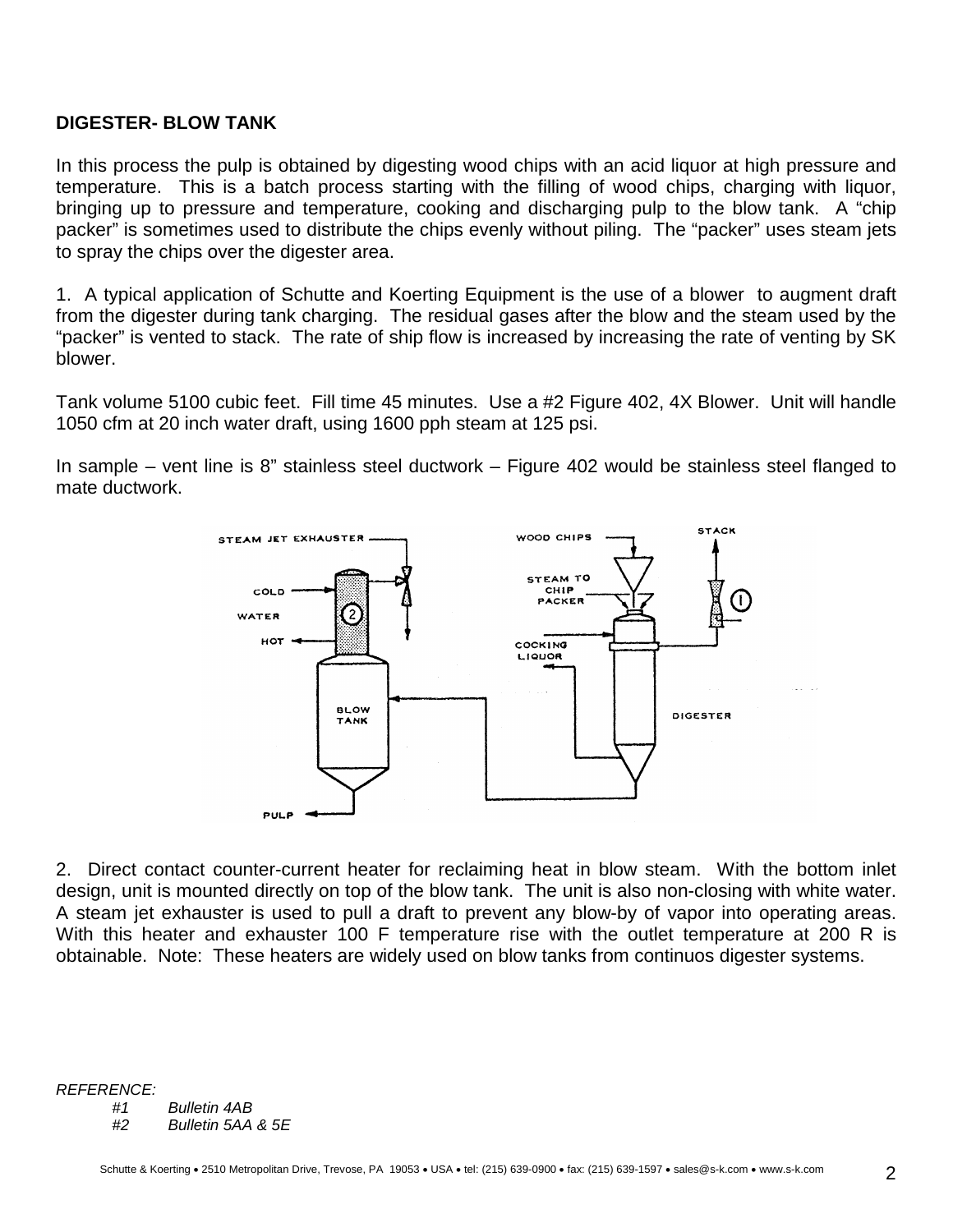**DIGESTER- BLOW TANK**

In this process the pulp is obtained by digesting wood chips with an acid liquor at high pressure and temperature. This is a batch process starting with the filling of wood chips, charging with liquor, bringing up to pressure and temperature, cooking and discharging pulp to the blow tank. A "chip packer" is sometimes used to distribute the chips evenly without piling. The "packer" uses steam jets to spray the chips over the digester area.

1. A typical application of Schutte and Koerting Equipment is the use of a blower to augment draft from the digester during tank charging. The residual gases after the blow and the steam used by the "packer" is vented to stack. The rate of ship flow is increased by increasing the rate of venting by SK blower.

Tank volume 5100 cubic feet. Fill time 45 minutes. Use a #2 Figure 402, 4X Blower. Unit will handle 1050 cfm at 20 inch water draft, using 1600 pph steam at 125 psi.

In sample – vent line is 8" stainless steel ductwork – Figure 402 would be stainless steel flanged to mate ductwork.

2. Direct contact counter-current heater for reclaiming heat in blow steam. With the bottom inlet design, unit is mounted directly on top of the blow tank. The unit is also non-closing with white water. A steam jet exhauster is used to pull a draft to prevent any blow-by of vapor into operating areas. With this heater and exhauster 100 F temperature rise with the outlet temperature at 200 R is obtainable. Note: These heaters are widely used on blow tanks from continuos digester systems.

*REFERENCE:*

*#1 Bulletin 4AB*

*#2 Bulletin 5AA & 5E*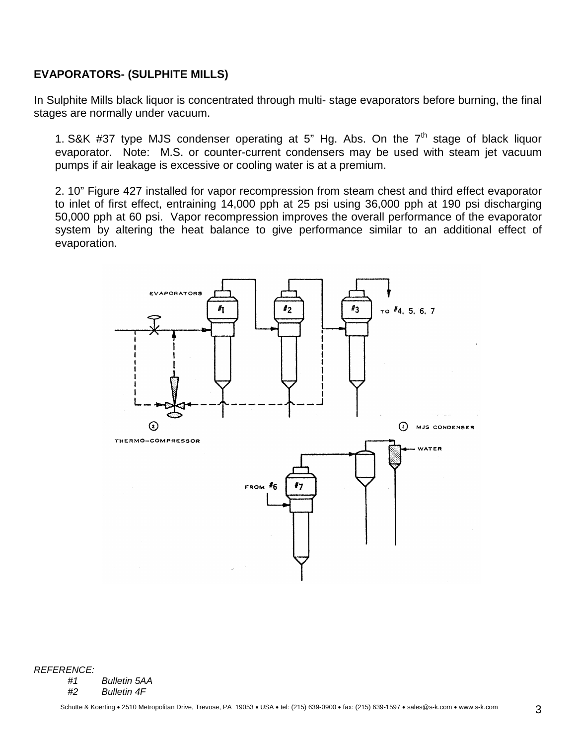**EVAPORATORS- (SULPHITE MILLS)**

In Sulphite Mills black liquor is concentrated through multi- stage evaporators before burning, the final stages are normally under vacuum.

1. S&K #37 type MJS condenser operating at 5" Hg. Abs. On the 7th stage of black liquor evaporator. Note: M.S. or counter-current condensers may be used with steam jet vacuum pumps if air leakage is excessive or cooling water is at a premium.

2. 10" Figure 427 installed for vapor recompression from steam chest and third effect evaporator to inlet of first effect, entraining 14,000 pph at 25 psi using 36,000 pph at 190 psi discharging 50,000 pph at 60 psi. Vapor recompression improves the overall performance of the evaporator system by altering the heat balance to give performance similar to an additional effect of evaporation.

EVAPORATORS

#1 #2 #3 TO #4, 5, 6, 7

(2) THERMO-COMPRESSOR

(1) MJS CONDENSER

WATER

FROM #6 #7

*REFERENCE:*

*#1 Bulletin 5AA*

*#2 Bulletin 4F*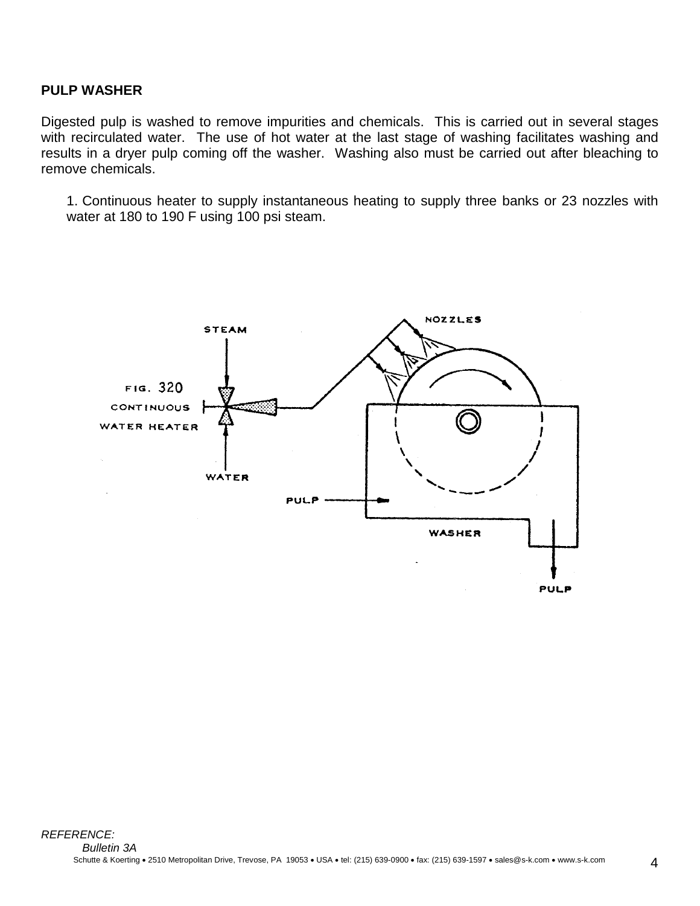**PULP WASHER**

Digested pulp is washed to remove impurities and chemicals. This is carried out in several stages with recirculated water. The use of hot water at the last stage of washing facilitates washing and results in a dryer pulp coming off the washer. Washing also must be carried out after bleaching to remove chemicals.

1. Continuous heater to supply instantaneous heating to supply three banks or 23 nozzles with water at 180 to 190 F using 100 psi steam.

FIG. 320
CONTINUOUS
WATER HEATER

STEAM

WATER

NOZZLES

PULP

WASHER

PULP

*REFERENCE:*
*Bulletin 3A*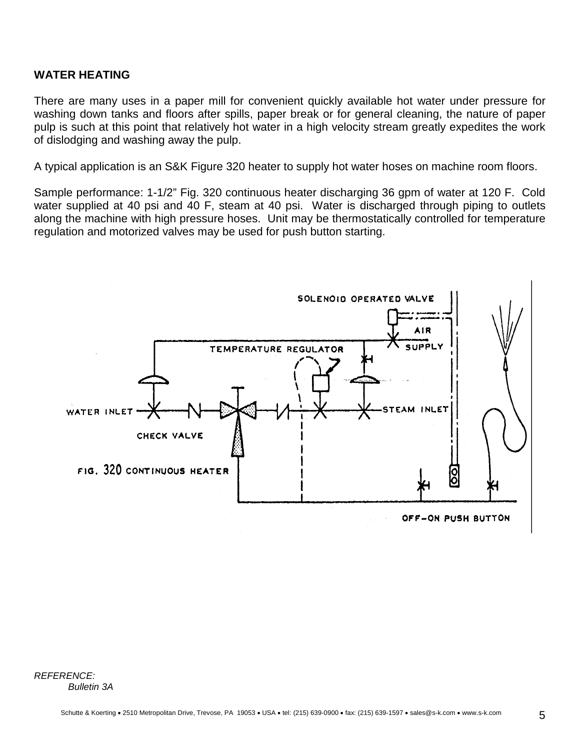## WATER HEATING

There are many uses in a paper mill for convenient quickly available hot water under pressure for washing down tanks and floors after spills, paper break or for general cleaning, the nature of paper pulp is such at this point that relatively hot water in a high velocity stream greatly expedites the work of dislodging and washing away the pulp.

A typical application is an S&K Figure 320 heater to supply hot water hoses on machine room floors.

Sample performance: 1-1/2" Fig. 320 continuous heater discharging 36 gpm of water at 120 F. Cold water supplied at 40 psi and 40 F, steam at 40 psi. Water is discharged through piping to outlets along the machine with high pressure hoses. Unit may be thermostatically controlled for temperature regulation and motorized valves may be used for push button starting.

SOLENOID OPERATED VALVE

AIR SUPPLY

TEMPERATURE REGULATOR

WATER INLET

STEAM INLET

CHECK VALVE

FIG. 320 CONTINUOUS HEATER

OFF–ON PUSH BUTTON

*REFERENCE:*
*Bulletin 3A*

Schutte & Koerting • 2510 Metropolitan Drive, Trevose, PA 19053 • USA • tel: (215) 639-0900 • fax: (215) 639-1597 • sales@s-k.com • www.s-k.com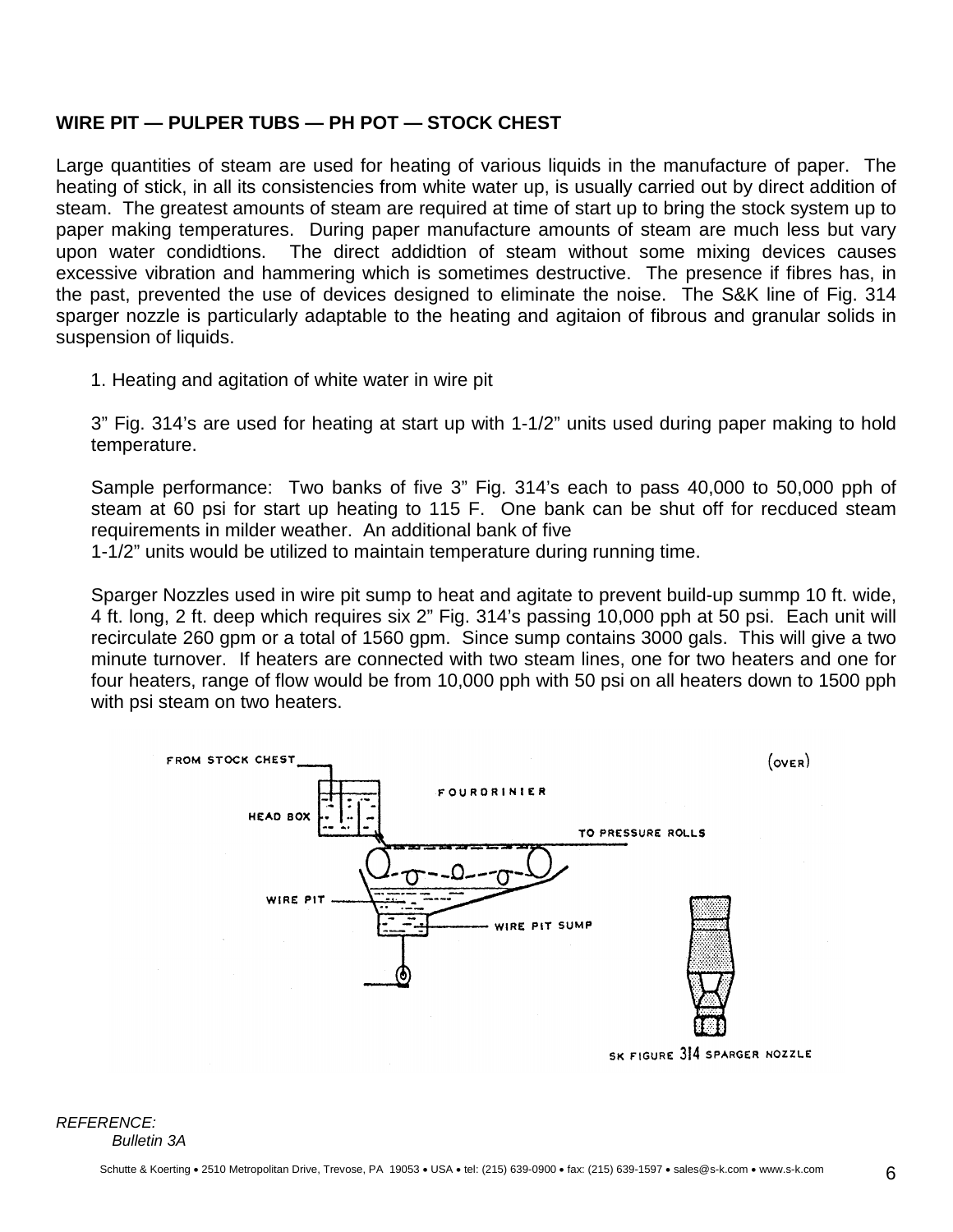**WIRE PIT — PULPER TUBS — PH POT — STOCK CHEST**

Large quantities of steam are used for heating of various liquids in the manufacture of paper. The heating of stick, in all its consistencies from white water up, is usually carried out by direct addition of steam. The greatest amounts of steam are required at time of start up to bring the stock system up to paper making temperatures. During paper manufacture amounts of steam are much less but vary upon water condidtions. The direct addidtion of steam without some mixing devices causes excessive vibration and hammering which is sometimes destructive. The presence if fibres has, in the past, prevented the use of devices designed to eliminate the noise. The S&K line of Fig. 314 sparger nozzle is particularly adaptable to the heating and agitaion of fibrous and granular solids in suspension of liquids.

1. Heating and agitation of white water in wire pit

   3" Fig. 314's are used for heating at start up with 1-1/2" units used during paper making to hold temperature.

   Sample performance: Two banks of five 3" Fig. 314's each to pass 40,000 to 50,000 pph of steam at 60 psi for start up heating to 115 F. One bank can be shut off for recduced steam requirements in milder weather. An additional bank of five 1-1/2" units would be utilized to maintain temperature during running time.

   Sparger Nozzles used in wire pit sump to heat and agitate to prevent build-up summp 10 ft. wide, 4 ft. long, 2 ft. deep which requires six 2" Fig. 314's passing 10,000 pph at 50 psi. Each unit will recirculate 260 gpm or a total of 1560 gpm. Since sump contains 3000 gals. This will give a two minute turnover. If heaters are connected with two steam lines, one for two heaters and one for four heaters, range of flow would be from 10,000 pph with 50 psi on all heaters down to 1500 pph with psi steam on two heaters.

FROM STOCK CHEST — HEAD BOX — FOURDRINIER — TO PRESSURE ROLLS — WIRE PIT — WIRE PIT SUMP

(OVER)

SK FIGURE 314 SPARGER NOZZLE

*REFERENCE:*
*Bulletin 3A*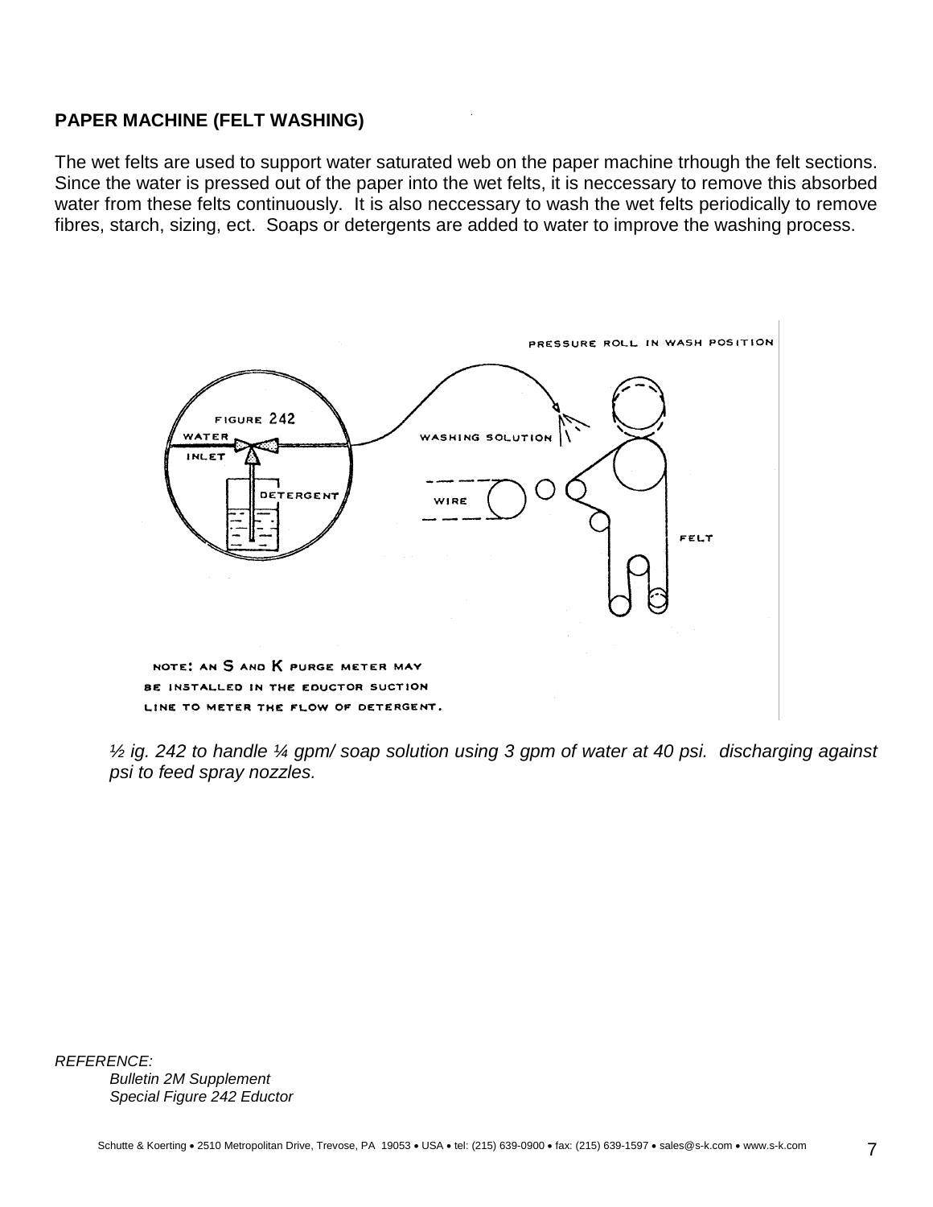**PAPER MACHINE (FELT WASHING)**

The wet felts are used to support water saturated web on the paper machine trhough the felt sections. Since the water is pressed out of the paper into the wet felts, it is neccessary to remove this absorbed water from these felts continuously. It is also neccessary to wash the wet felts periodically to remove fibres, starch, sizing, ect. Soaps or detergents are added to water to improve the washing process.

PRESSURE ROLL IN WASH POSITION

FIGURE 242

WATER INLET

DETERGENT

WASHING SOLUTION

WIRE

FELT

NOTE: AN S AND K PURGE METER MAY BE INSTALLED IN THE EDUCTOR SUCTION LINE TO METER THE FLOW OF DETERGENT.

*½ ig. 242 to handle ¼ gpm/ soap solution using 3 gpm of water at 40 psi. discharging against psi to feed spray nozzles.*

*REFERENCE:*
*Bulletin 2M Supplement*
*Special Figure 242 Eductor*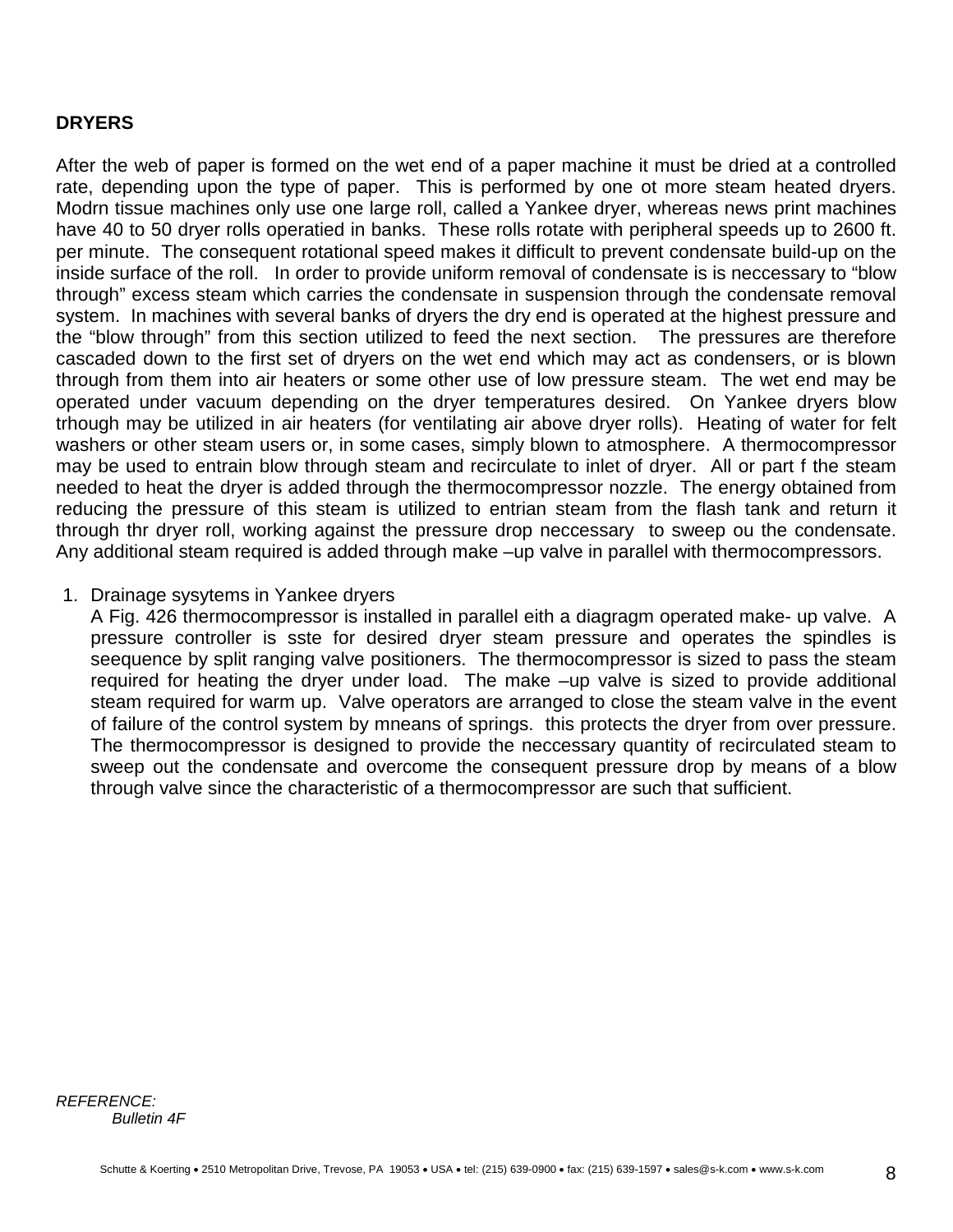**DRYERS**

After the web of paper is formed on the wet end of a paper machine it must be dried at a controlled rate, depending upon the type of paper. This is performed by one ot more steam heated dryers. Modrn tissue machines only use one large roll, called a Yankee dryer, whereas news print machines have 40 to 50 dryer rolls operatied in banks. These rolls rotate with peripheral speeds up to 2600 ft. per minute. The consequent rotational speed makes it difficult to prevent condensate build-up on the inside surface of the roll. In order to provide uniform removal of condensate is is neccessary to "blow through" excess steam which carries the condensate in suspension through the condensate removal system. In machines with several banks of dryers the dry end is operated at the highest pressure and the "blow through" from this section utilized to feed the next section. The pressures are therefore cascaded down to the first set of dryers on the wet end which may act as condensers, or is blown through from them into air heaters or some other use of low pressure steam. The wet end may be operated under vacuum depending on the dryer temperatures desired. On Yankee dryers blow trhough may be utilized in air heaters (for ventilating air above dryer rolls). Heating of water for felt washers or other steam users or, in some cases, simply blown to atmosphere. A thermocompressor may be used to entrain blow through steam and recirculate to inlet of dryer. All or part f the steam needed to heat the dryer is added through the thermocompressor nozzle. The energy obtained from reducing the pressure of this steam is utilized to entrian steam from the flash tank and return it through thr dryer roll, working against the pressure drop neccessary to sweep ou the condensate. Any additional steam required is added through make –up valve in parallel with thermocompressors.

1. Drainage sysytems in Yankee dryers
   A Fig. 426 thermocompressor is installed in parallel eith a diagragm operated make- up valve. A pressure controller is sste for desired dryer steam pressure and operates the spindles is seequence by split ranging valve positioners. The thermocompressor is sized to pass the steam required for heating the dryer under load. The make –up valve is sized to provide additional steam required for warm up. Valve operators are arranged to close the steam valve in the event of failure of the control system by mneans of springs. this protects the dryer from over pressure. The thermocompressor is designed to provide the neccessary quantity of recirculated steam to sweep out the condensate and overcome the consequent pressure drop by means of a blow through valve since the characteristic of a thermocompressor are such that sufficient.

*REFERENCE:*
*Bulletin 4F*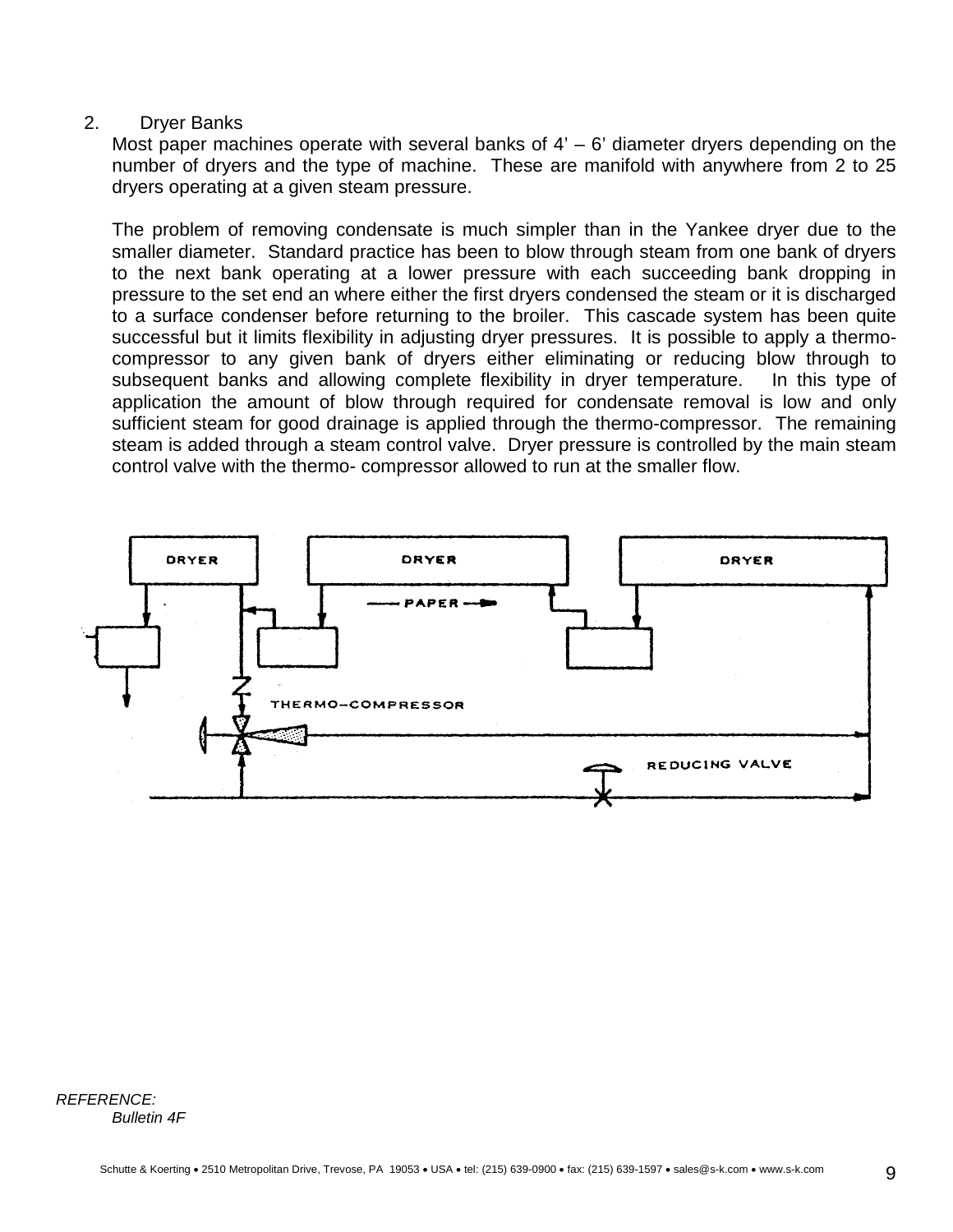2. Dryer Banks

Most paper machines operate with several banks of 4' – 6' diameter dryers depending on the number of dryers and the type of machine. These are manifold with anywhere from 2 to 25 dryers operating at a given steam pressure.

The problem of removing condensate is much simpler than in the Yankee dryer due to the smaller diameter. Standard practice has been to blow through steam from one bank of dryers to the next bank operating at a lower pressure with each succeeding bank dropping in pressure to the set end an where either the first dryers condensed the steam or it is discharged to a surface condenser before returning to the broiler. This cascade system has been quite successful but it limits flexibility in adjusting dryer pressures. It is possible to apply a thermo-compressor to any given bank of dryers either eliminating or reducing blow through to subsequent banks and allowing complete flexibility in dryer temperature. In this type of application the amount of blow through required for condensate removal is low and only sufficient steam for good drainage is applied through the thermo-compressor. The remaining steam is added through a steam control valve. Dryer pressure is controlled by the main steam control valve with the thermo- compressor allowed to run at the smaller flow.

DRYER DRYER DRYER

PAPER

THERMO-COMPRESSOR

REDUCING VALVE

*REFERENCE:*

*Bulletin 4F*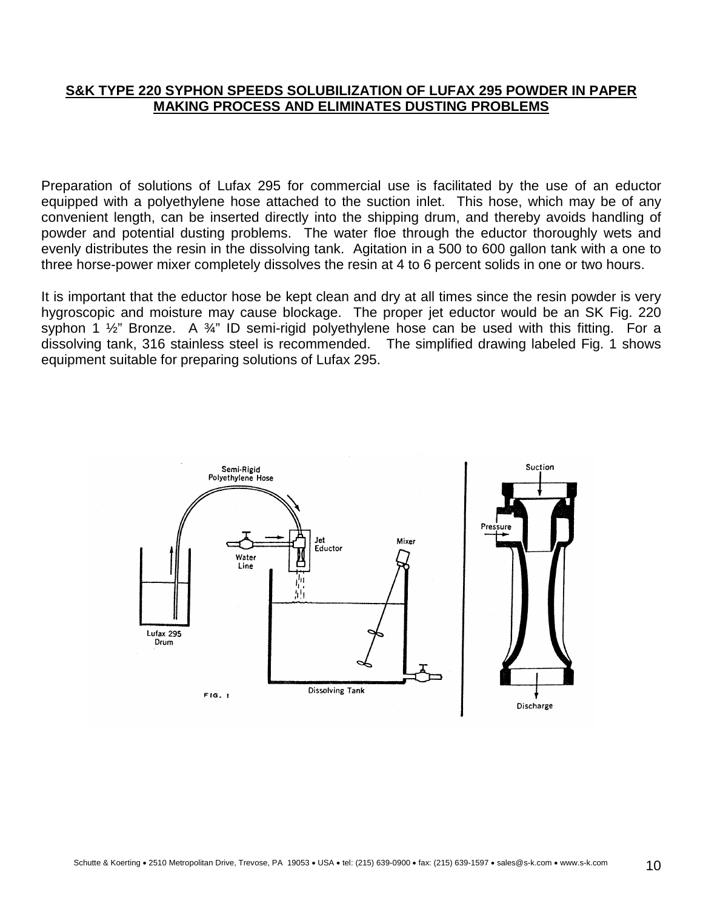# S&K TYPE 220 SYPHON SPEEDS SOLUBILIZATION OF LUFAX 295 POWDER IN PAPER MAKING PROCESS AND ELIMINATES DUSTING PROBLEMS

Preparation of solutions of Lufax 295 for commercial use is facilitated by the use of an eductor equipped with a polyethylene hose attached to the suction inlet. This hose, which may be of any convenient length, can be inserted directly into the shipping drum, and thereby avoids handling of powder and potential dusting problems. The water floe through the eductor thoroughly wets and evenly distributes the resin in the dissolving tank. Agitation in a 500 to 600 gallon tank with a one to three horse-power mixer completely dissolves the resin at 4 to 6 percent solids in one or two hours.

It is important that the eductor hose be kept clean and dry at all times since the resin powder is very hygroscopic and moisture may cause blockage. The proper jet eductor would be an SK Fig. 220 syphon 1 ½" Bronze. A ¾" ID semi-rigid polyethylene hose can be used with this fitting. For a dissolving tank, 316 stainless steel is recommended. The simplified drawing labeled Fig. 1 shows equipment suitable for preparing solutions of Lufax 295.

Semi-Rigid Polyethylene Hose

Jet Eductor

Water Line

Mixer

Lufax 295 Drum

Dissolving Tank

FIG. 1

Suction

Pressure

Discharge